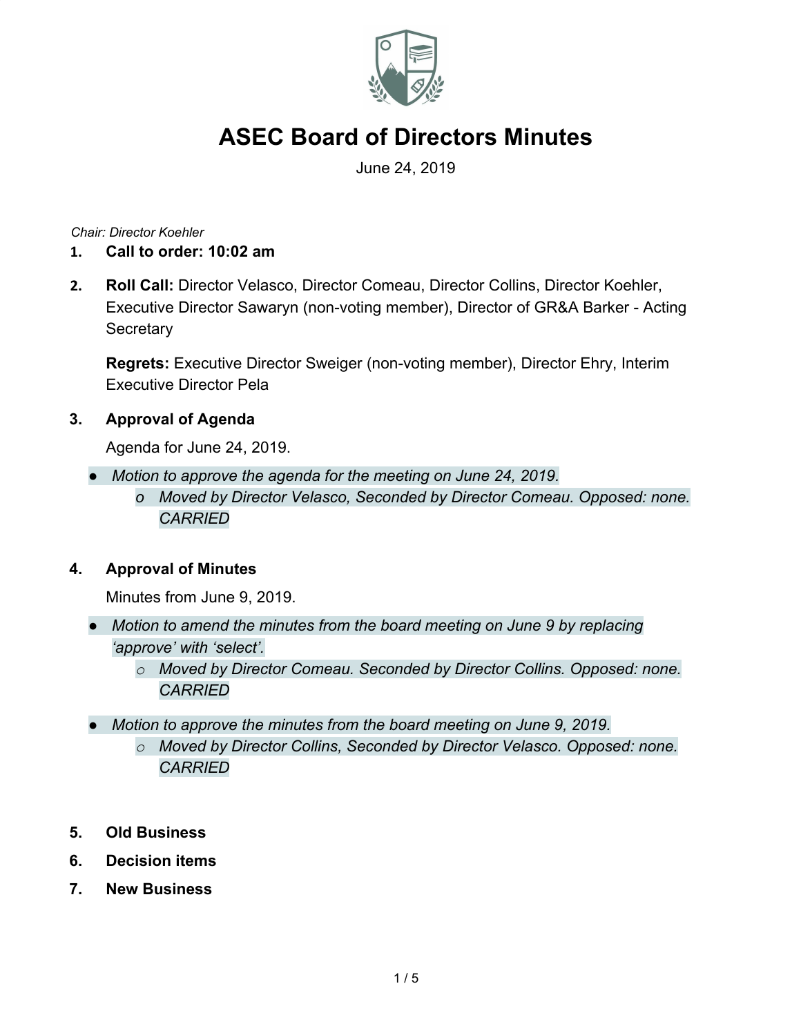# ASEC Board of Directors Minutes

June 24, 2019

*Chair: Director Koehler*

1. **Call to order: 10:02 am**

2. **Roll Call:** Director Velasco, Director Comeau, Director Collins, Director Koehler, Executive Director Sawaryn (non-voting member), Director of GR&A Barker - Acting Secretary

   **Regrets:** Executive Director Sweiger (non-voting member), Director Ehry, Interim Executive Director Pela

3. **Approval of Agenda**

   Agenda for June 24, 2019.

   - *Motion to approve the agenda for the meeting on June 24, 2019.*
     - *Moved by Director Velasco, Seconded by Director Comeau. Opposed: none. CARRIED*

4. **Approval of Minutes**

   Minutes from June 9, 2019.

   - *Motion to amend the minutes from the board meeting on June 9 by replacing 'approve' with 'select'.*
     - *Moved by Director Comeau. Seconded by Director Collins. Opposed: none. CARRIED*
   - *Motion to approve the minutes from the board meeting on June 9, 2019.*
     - *Moved by Director Collins, Seconded by Director Velasco. Opposed: none. CARRIED*

5. **Old Business**
6. **Decision items**
7. **New Business**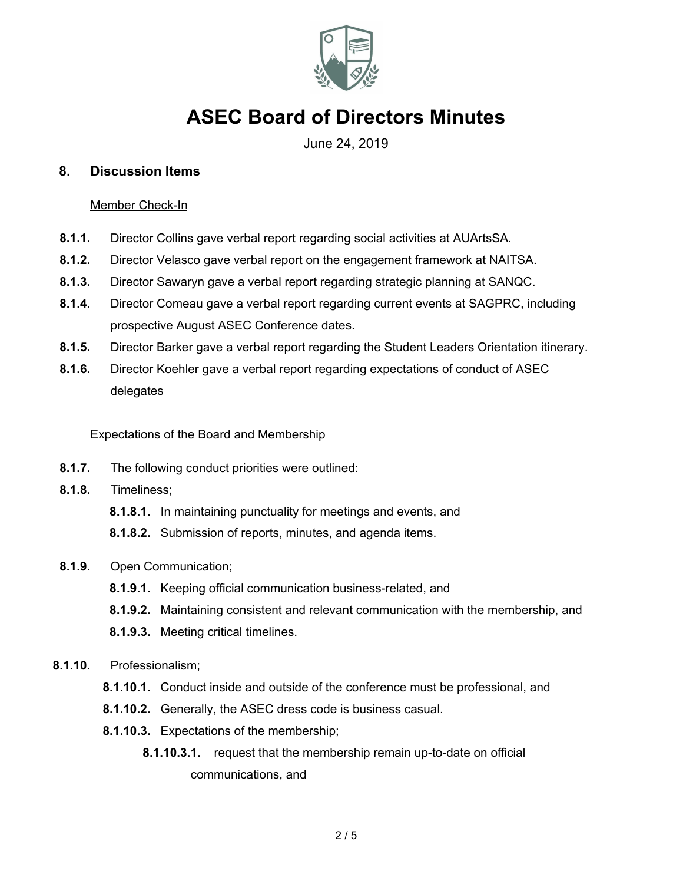# ASEC Board of Directors Minutes

June 24, 2019

## 8. Discussion Items

Member Check-In

**8.1.1.** Director Collins gave verbal report regarding social activities at AUArtsSA.

**8.1.2.** Director Velasco gave verbal report on the engagement framework at NAITSA.

**8.1.3.** Director Sawaryn gave a verbal report regarding strategic planning at SANQC.

**8.1.4.** Director Comeau gave a verbal report regarding current events at SAGPRC, including prospective August ASEC Conference dates.

**8.1.5.** Director Barker gave a verbal report regarding the Student Leaders Orientation itinerary.

**8.1.6.** Director Koehler gave a verbal report regarding expectations of conduct of ASEC delegates

Expectations of the Board and Membership

**8.1.7.** The following conduct priorities were outlined:

**8.1.8.** Timeliness;

- **8.1.8.1.** In maintaining punctuality for meetings and events, and
- **8.1.8.2.** Submission of reports, minutes, and agenda items.

**8.1.9.** Open Communication;

- **8.1.9.1.** Keeping official communication business-related, and
- **8.1.9.2.** Maintaining consistent and relevant communication with the membership, and
- **8.1.9.3.** Meeting critical timelines.

**8.1.10.** Professionalism;

- **8.1.10.1.** Conduct inside and outside of the conference must be professional, and
- **8.1.10.2.** Generally, the ASEC dress code is business casual.
- **8.1.10.3.** Expectations of the membership;
  - **8.1.10.3.1.** request that the membership remain up-to-date on official communications, and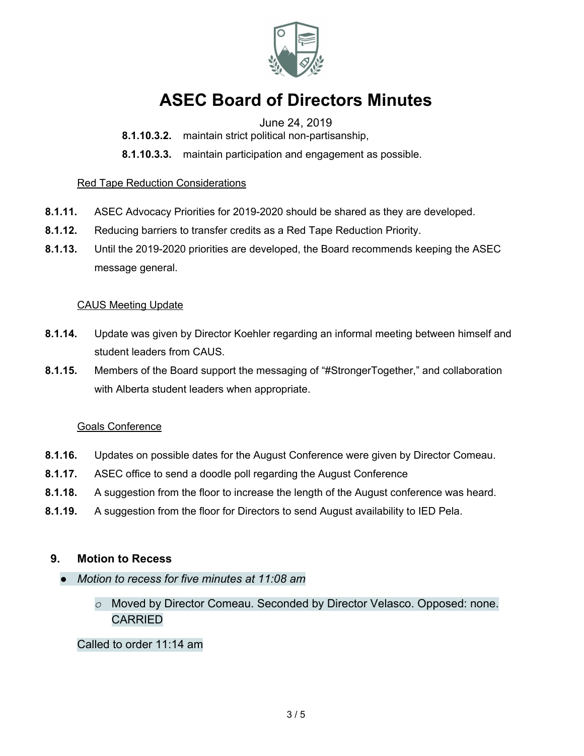**8.1.10.3.2.** maintain strict political non-partisanship,

**8.1.10.3.3.** maintain participation and engagement as possible.

Red Tape Reduction Considerations

**8.1.11.** ASEC Advocacy Priorities for 2019-2020 should be shared as they are developed.

**8.1.12.** Reducing barriers to transfer credits as a Red Tape Reduction Priority.

**8.1.13.** Until the 2019-2020 priorities are developed, the Board recommends keeping the ASEC message general.

CAUS Meeting Update

**8.1.14.** Update was given by Director Koehler regarding an informal meeting between himself and student leaders from CAUS.

**8.1.15.** Members of the Board support the messaging of "#StrongerTogether," and collaboration with Alberta student leaders when appropriate.

Goals Conference

**8.1.16.** Updates on possible dates for the August Conference were given by Director Comeau.

**8.1.17.** ASEC office to send a doodle poll regarding the August Conference

**8.1.18.** A suggestion from the floor to increase the length of the August conference was heard.

**8.1.19.** A suggestion from the floor for Directors to send August availability to IED Pela.

## 9. Motion to Recess

- *Motion to recess for five minutes at 11:08 am*
  - Moved by Director Comeau. Seconded by Director Velasco. Opposed: none. CARRIED

Called to order 11:14 am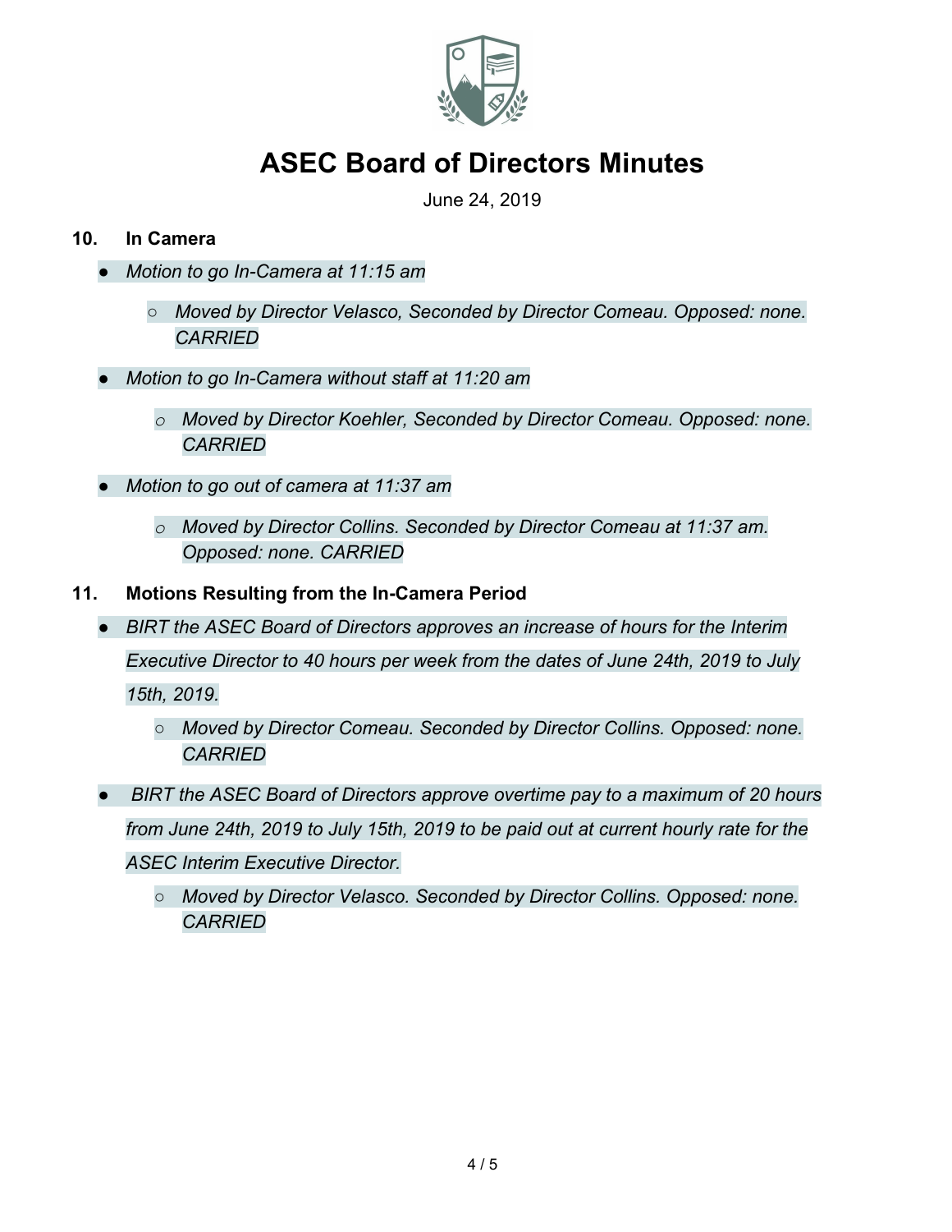# ASEC Board of Directors Minutes

June 24, 2019

## 10. In Camera

- *Motion to go In-Camera at 11:15 am*
  - *Moved by Director Velasco, Seconded by Director Comeau. Opposed: none. CARRIED*
- *Motion to go In-Camera without staff at 11:20 am*
  - *Moved by Director Koehler, Seconded by Director Comeau. Opposed: none. CARRIED*
- *Motion to go out of camera at 11:37 am*
  - *Moved by Director Collins. Seconded by Director Comeau at 11:37 am. Opposed: none. CARRIED*

## 11. Motions Resulting from the In-Camera Period

- *BIRT the ASEC Board of Directors approves an increase of hours for the Interim Executive Director to 40 hours per week from the dates of June 24th, 2019 to July 15th, 2019.*
  - *Moved by Director Comeau. Seconded by Director Collins. Opposed: none. CARRIED*
- *BIRT the ASEC Board of Directors approve overtime pay to a maximum of 20 hours from June 24th, 2019 to July 15th, 2019 to be paid out at current hourly rate for the ASEC Interim Executive Director.*
  - *Moved by Director Velasco. Seconded by Director Collins. Opposed: none. CARRIED*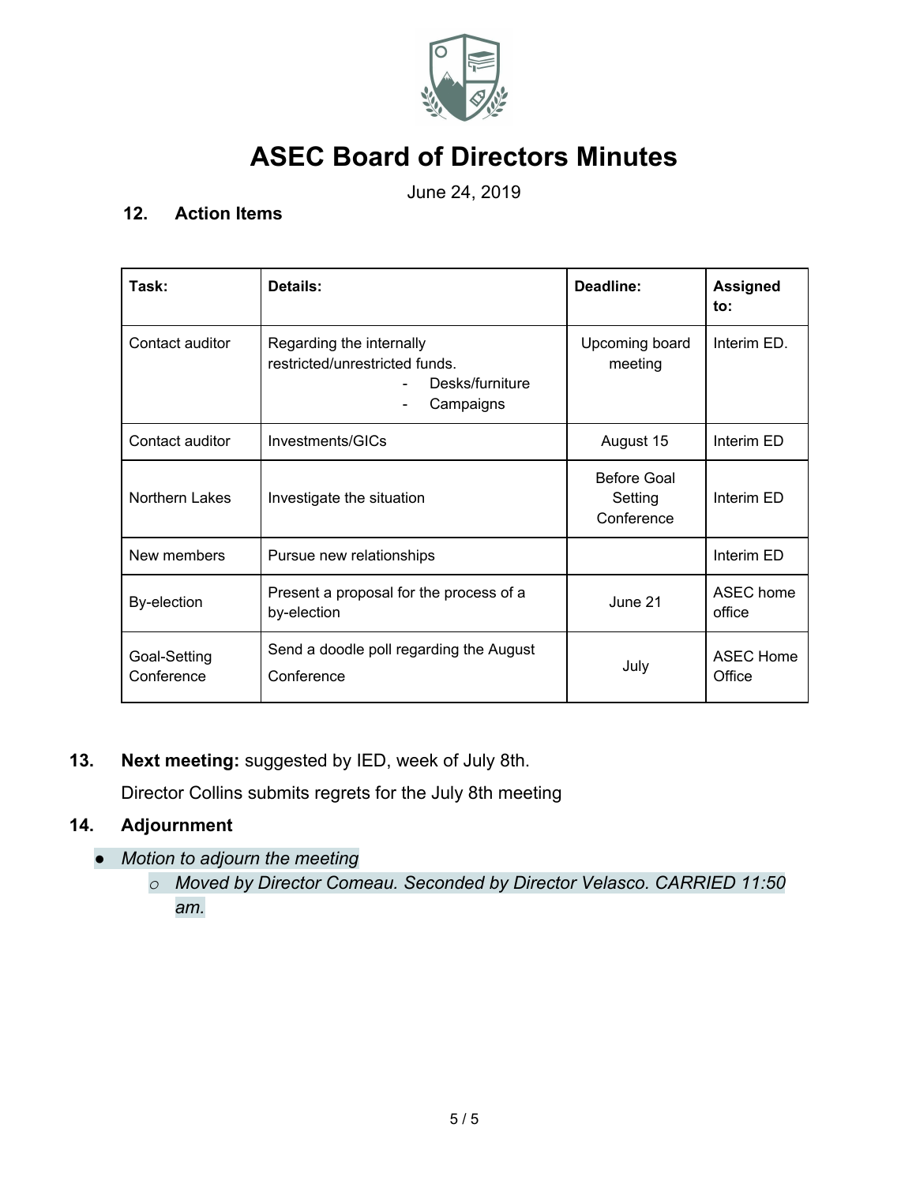# ASEC Board of Directors Minutes

June 24, 2019

## 12. Action Items

| Task: | Details: | Deadline: | Assigned to: |
| --- | --- | --- | --- |
| Contact auditor | Regarding the internally restricted/unrestricted funds.<br>- Desks/furniture<br>- Campaigns | Upcoming board meeting | Interim ED. |
| Contact auditor | Investments/GICs | August 15 | Interim ED |
| Northern Lakes | Investigate the situation | Before Goal Setting Conference | Interim ED |
| New members | Pursue new relationships | | Interim ED |
| By-election | Present a proposal for the process of a by-election | June 21 | ASEC home office |
| Goal-Setting Conference | Send a doodle poll regarding the August Conference | July | ASEC Home Office |

## 13. Next meeting: suggested by IED, week of July 8th.

Director Collins submits regrets for the July 8th meeting

## 14. Adjournment

- *Motion to adjourn the meeting*
  - *Moved by Director Comeau. Seconded by Director Velasco. CARRIED 11:50 am.*